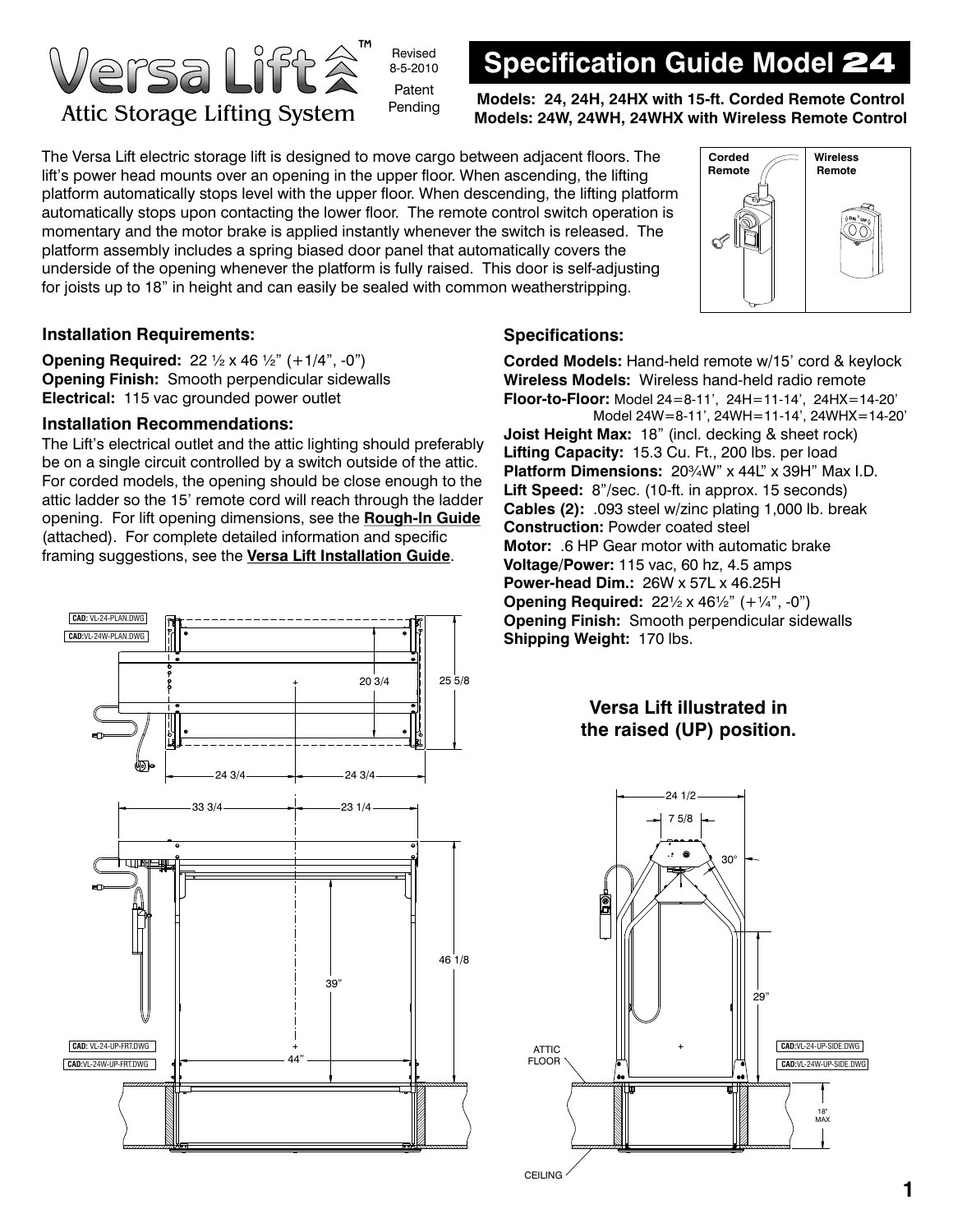# Versa Lift™ Attic Storage Lifting System

Revised 8-5-2010

Patent Pending

## Specification Guide Model 24

**Models: 24, 24H, 24HX with 15-ft. Corded Remote Control**
**Models: 24W, 24WH, 24WHX with Wireless Remote Control**

The Versa Lift electric storage lift is designed to move cargo between adjacent floors. The lift's power head mounts over an opening in the upper floor. When ascending, the lifting platform automatically stops level with the upper floor. When descending, the lifting platform automatically stops upon contacting the lower floor. The remote control switch operation is momentary and the motor brake is applied instantly whenever the switch is released. The platform assembly includes a spring biased door panel that automatically covers the underside of the opening whenever the platform is fully raised. This door is self-adjusting for joists up to 18" in height and can easily be sealed with common weatherstripping.

Corded Remote | Wireless Remote

### Installation Requirements:

**Opening Required:** 22 ½ x 46 ½" (+1/4", -0")
**Opening Finish:** Smooth perpendicular sidewalls
**Electrical:** 115 vac grounded power outlet

### Installation Recommendations:

The Lift's electrical outlet and the attic lighting should preferably be on a single circuit controlled by a switch outside of the attic. For corded models, the opening should be close enough to the attic ladder so the 15' remote cord will reach through the ladder opening. For lift opening dimensions, see the **Rough-In Guide** (attached). For complete detailed information and specific framing suggestions, see the **Versa Lift Installation Guide**.

### Specifications:

**Corded Models:** Hand-held remote w/15' cord & keylock
**Wireless Models:** Wireless hand-held radio remote
**Floor-to-Floor:** Model 24=8-11', 24H=11-14', 24HX=14-20'
Model 24W=8-11', 24WH=11-14', 24WHX=14-20'
**Joist Height Max:** 18" (incl. decking & sheet rock)
**Lifting Capacity:** 15.3 Cu. Ft., 200 lbs. per load
**Platform Dimensions:** 20¾W" x 44L" x 39H" Max I.D.
**Lift Speed:** 8"/sec. (10-ft. in approx. 15 seconds)
**Cables (2):** .093 steel w/zinc plating 1,000 lb. break
**Construction:** Powder coated steel
**Motor:** .6 HP Gear motor with automatic brake
**Voltage/Power:** 115 vac, 60 hz, 4.5 amps
**Power-head Dim.:** 26W x 57L x 46.25H
**Opening Required:** 22½ x 46½" (+¼", -0")
**Opening Finish:** Smooth perpendicular sidewalls
**Shipping Weight:** 170 lbs.

**Versa Lift illustrated in the raised (UP) position.**

CAD: VL-24-PLAN.DWG / CAD: VL-24W-PLAN.DWG — 20 3/4, 25 5/8, 24 3/4, 24 3/4

CAD: VL-24-UP-FRT.DWG / CAD: VL-24W-UP-FRT.DWG — 33 3/4, 23 1/4, 39", 44", 46 1/8

CAD: VL-24-UP-SIDE.DWG / CAD: VL-24W-UP-SIDE.DWG — 24 1/2, 7 5/8, 30°, 29", ATTIC FLOOR, CEILING, 18" MAX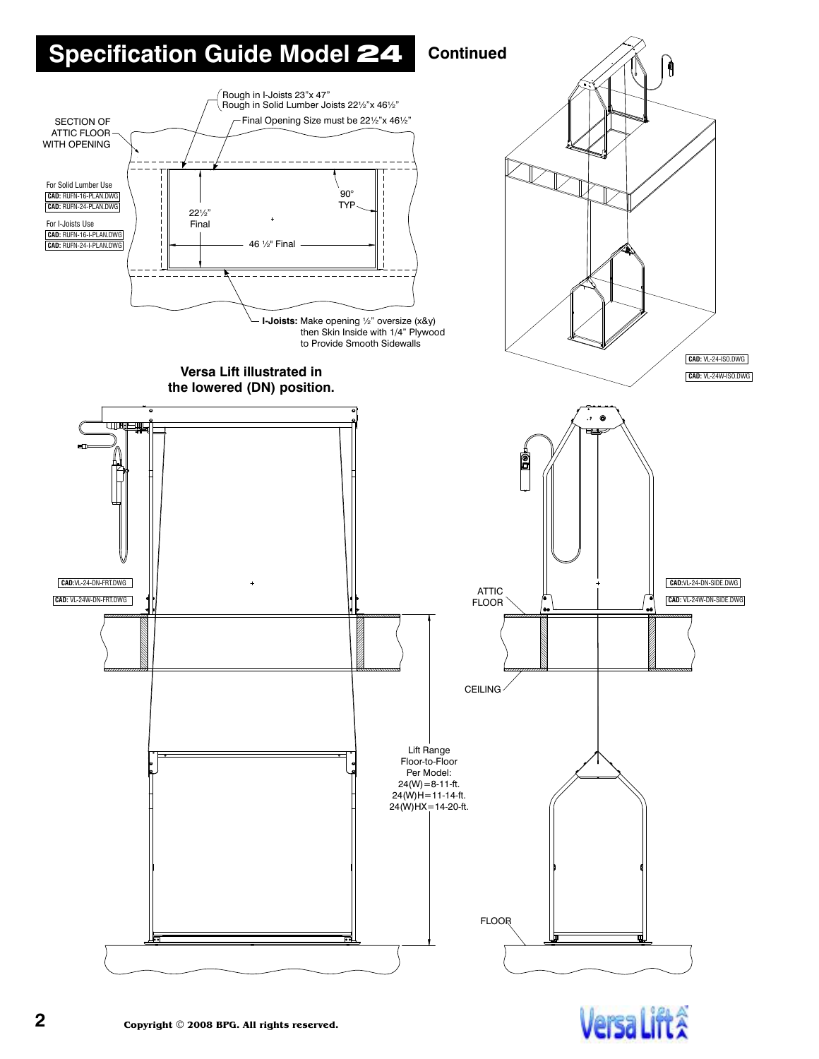# Specification Guide Model 24 Continued

SECTION OF ATTIC FLOOR WITH OPENING

Rough in I-Joists 23"x 47"
Rough in Solid Lumber Joists 22½"x 46½"

Final Opening Size must be 22½"x 46½"

For Solid Lumber Use
CAD: RUFN-16-PLAN.DWG
CAD: RUFN-24-PLAN.DWG

For I-Joists Use
CAD: RUFN-16-I-PLAN.DWG
CAD: RUFN-24-I-PLAN.DWG

22½" Final

90° TYP

46 ½" Final

**I-Joists:** Make opening ½" oversize (x&y) then Skin Inside with 1/4" Plywood to Provide Smooth Sidewalls

CAD: VL-24-ISO.DWG
CAD: VL-24W-ISO.DWG

**Versa Lift illustrated in the lowered (DN) position.**

CAD:VL-24-DN-FRT.DWG
CAD: VL-24W-DN-FRT.DWG

CAD:VL-24-DN-SIDE.DWG
CAD: VL-24W-DN-SIDE.DWG

ATTIC FLOOR

CEILING

Lift Range
Floor-to-Floor
Per Model:
24(W)=8-11-ft.
24(W)H=11-14-ft.
24(W)HX=14-20-ft.

FLOOR

Copyright © 2008 BPG. All rights reserved.

Versa Lift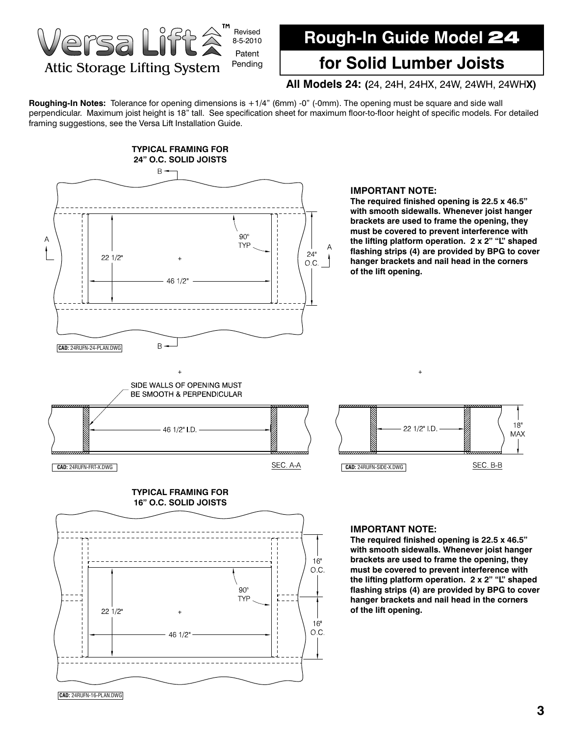Versa Lift™ Attic Storage Lifting System

Revised 8-5-2010

Patent Pending

# Rough-In Guide Model 24

# for Solid Lumber Joists

**All Models 24: (**24, 24H, 24HX, 24W, 24WH, 24WH**X)**

**Roughing-In Notes:** Tolerance for opening dimensions is +1/4" (6mm) -0" (-0mm). The opening must be square and side wall perpendicular. Maximum joist height is 18" tall. See specification sheet for maximum floor-to-floor height of specific models. For detailed framing suggestions, see the Versa Lift Installation Guide.

**TYPICAL FRAMING FOR 24" O.C. SOLID JOISTS**

B, A, 90° TYP, 22 1/2", 46 1/2", 24" O.C.

CAD: 24RUFN-24-PLAN.DWG

**IMPORTANT NOTE:**
**The required finished opening is 22.5 x 46.5" with smooth sidewalls. Whenever joist hanger brackets are used to frame the opening, they must be covered to prevent interference with the lifting platform operation. 2 x 2" "L" shaped flashing strips (4) are provided by BPG to cover hanger brackets and nail head in the corners of the lift opening.**

SIDE WALLS OF OPENING MUST BE SMOOTH & PERPENDICULAR

46 1/2" I.D.

SEC. A-A

CAD: 24RUFN-FRT-X.DWG

22 1/2" I.D., 18" MAX

SEC. B-B

CAD: 24RUFN-SIDE-X.DWG

**TYPICAL FRAMING FOR 16" O.C. SOLID JOISTS**

16" O.C., 90° TYP, 22 1/2", 46 1/2", 16" O.C.

CAD: 24RUFN-16-PLAN.DWG

**IMPORTANT NOTE:**
**The required finished opening is 22.5 x 46.5" with smooth sidewalls. Whenever joist hanger brackets are used to frame the opening, they must be covered to prevent interference with the lifting platform operation. 2 x 2" "L" shaped flashing strips (4) are provided by BPG to cover hanger brackets and nail head in the corners of the lift opening.**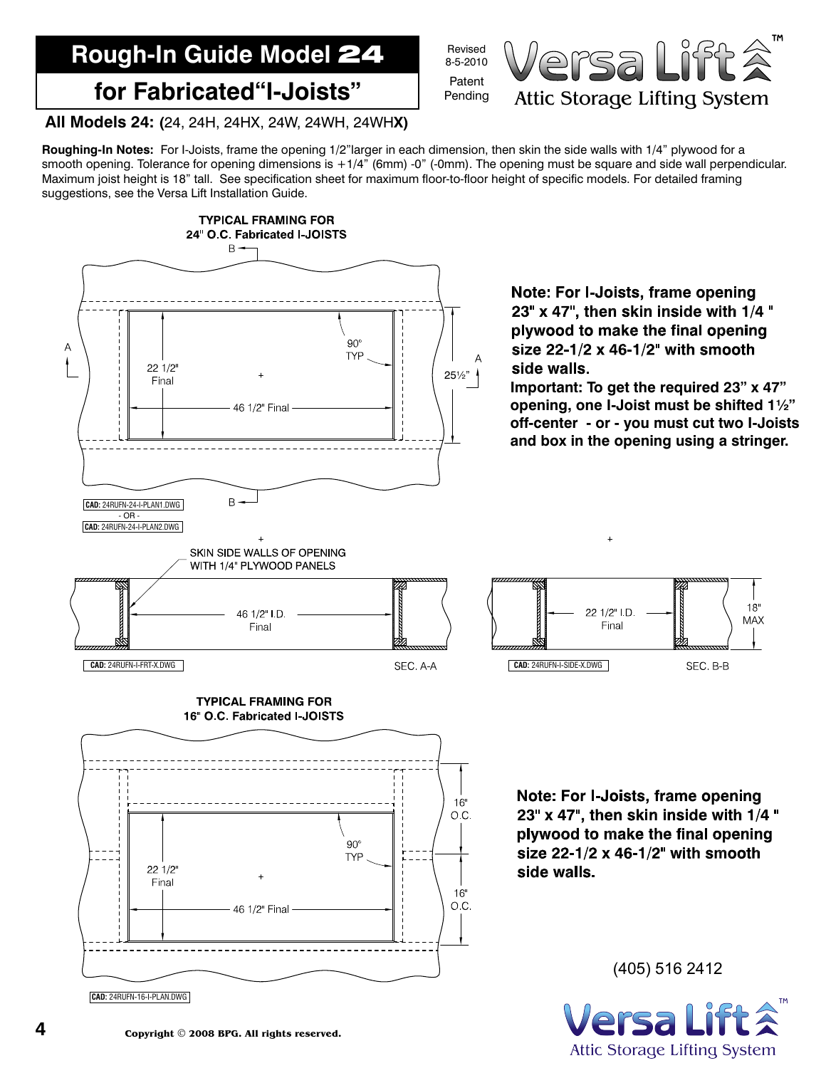# Rough-In Guide Model 24

## for Fabricated"I-Joists"

Revised 8-5-2010

Patent Pending

Versa Lift™

Attic Storage Lifting System

**All Models 24: (**24, 24H, 24HX, 24W, 24WH, 24WH**X)**

**Roughing-In Notes:** For I-Joists, frame the opening 1/2"larger in each dimension, then skin the side walls with 1/4" plywood for a smooth opening. Tolerance for opening dimensions is +1/4" (6mm) -0" (-0mm). The opening must be square and side wall perpendicular. Maximum joist height is 18" tall. See specification sheet for maximum floor-to-floor height of specific models. For detailed framing suggestions, see the Versa Lift Installation Guide.

TYPICAL FRAMING FOR
24" O.C. Fabricated I-JOISTS

B
A
22 1/2" Final
90° TYP
46 1/2" Final
25½"
A
B

CAD: 24RUFN-24-I-PLAN1.DWG
- OR -
CAD: 24RUFN-24-I-PLAN2.DWG

**Note: For I-Joists, frame opening 23" x 47", then skin inside with 1/4 " plywood to make the final opening size 22-1/2 x 46-1/2" with smooth side walls.**

**Important: To get the required 23" x 47" opening, one I-Joist must be shifted 1½" off-center - or - you must cut two I-Joists and box in the opening using a stringer.**

SKIN SIDE WALLS OF OPENING
WITH 1/4" PLYWOOD PANELS

46 1/2" I.D.
Final

CAD: 24RUFN-I-FRT-X.DWG

SEC. A-A

22 1/2" I.D.
Final

18"
MAX

CAD: 24RUFN-I-SIDE-X.DWG

SEC. B-B

TYPICAL FRAMING FOR
16" O.C. Fabricated I-JOISTS

16" O.C.
16" O.C.
22 1/2" Final
90° TYP
46 1/2" Final

CAD: 24RUFN-16-I-PLAN.DWG

**Note: For I-Joists, frame opening 23" x 47", then skin inside with 1/4 " plywood to make the final opening size 22-1/2 x 46-1/2" with smooth side walls.**

(405) 516 2412

Versa Lift™

Attic Storage Lifting System

Copyright © 2008 BPG. All rights reserved.